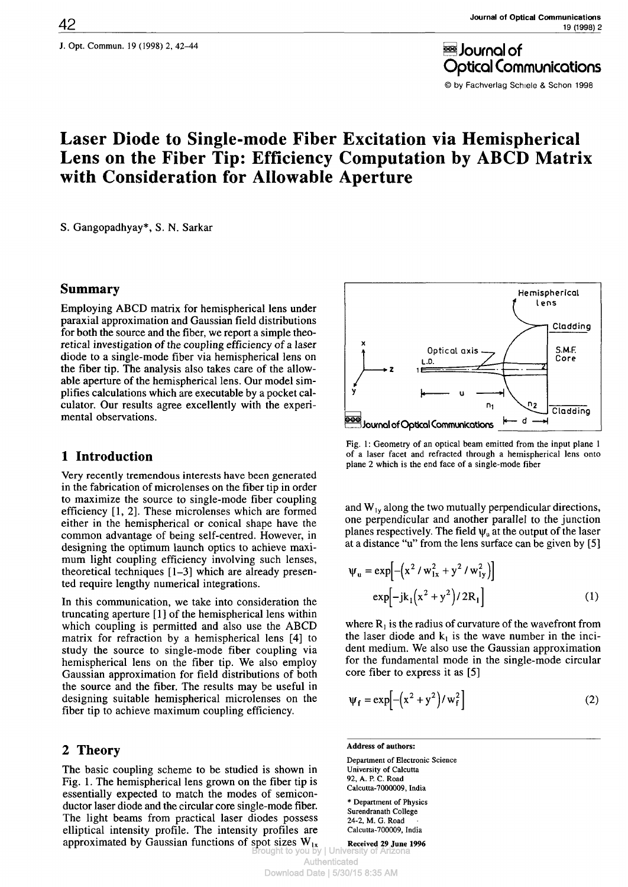Journal of Optical Communications

© by Fachverlag Schiele & Schon 1998

# Laser Diode to Single-mode Fiber Excitation via Hemispherical Lens on the Fiber Tip: Efficiency Computation by ABCD Matrix with Consideration for Allowable Aperture

S. Gangopadhyay*, S. N. Sarkar

## Summary

Employing ABCD matrix for hemispherical lens under paraxial approximation and Gaussian field distributions for both the source and the fiber, we report a simple theoretical investigation of the coupling efficiency of a laser diode to a single-mode fiber via hemispherical lens on the fiber tip. The analysis also takes care of the allowable aperture of the hemispherical lens. Our model simplifies calculations which are executable by a pocket calculator. Our results agree excellently with the experimental observations.

## 1 Introduction

Very recently tremendous interests have been generated in the fabrication of microlenses on the fiber tip in order to maximize the source to single-mode fiber coupling efficiency [1, 2]. These microlenses which are formed either in the hemispherical or conical shape have the common advantage of being self-centred. However, in designing the optimum launch optics to achieve maximum light coupling efficiency involving such lenses, theoretical techniques [1–3] which are already presented require lengthy numerical integrations.

In this communication, we take into consideration the truncating aperture [1] of the hemispherical lens within which coupling is permitted and also use the ABCD matrix for refraction by a hemispherical lens [4] to study the source to single-mode fiber coupling via hemispherical lens on the fiber tip. We also employ Gaussian approximation for field distributions of both the source and the fiber. The results may be useful in designing suitable hemispherical microlenses on the fiber tip to achieve maximum coupling efficiency.

## 2 Theory

The basic coupling scheme to be studied is shown in Fig. 1. The hemispherical lens grown on the fiber tip is essentially expected to match the modes of semiconductor laser diode and the circular core single-mode fiber. The light beams from practical laser diodes possess elliptical intensity profile. The intensity profiles are approximated by Gaussian functions of spot sizes $W_{1x}$ and $W_{1y}$ along the two mutually perpendicular directions, one perpendicular and another parallel to the junction planes respectively. The field $\psi_u$ at the output of the laser at a distance "u" from the lens surface can be given by [5]

$$\psi_u = \exp\left[-\left(x^2/w_{1x}^2 + y^2/w_{1y}^2\right)\right] \exp\left[-jk_1\left(x^2+y^2\right)/2R_1\right] \quad (1)$$

where $R_1$ is the radius of curvature of the wavefront from the laser diode and $k_1$ is the wave number in the incident medium. We also use the Gaussian approximation for the fundamental mode in the single-mode circular core fiber to express it as [5]

$$\psi_f = \exp\left[-\left(x^2+y^2\right)/w_f^2\right] \quad (2)$$

Fig. 1: Geometry of an optical beam emitted from the input plane 1 of a laser facet and refracted through a hemispherical lens onto plane 2 which is the end face of a single-mode fiber

**Address of authors:**

Department of Electronic Science
University of Calcutta
92, A. P. C. Road
Calcutta-7000009, India

* Department of Physics
Surendranath College
24-2, M. G. Road
Calcutta-700009, India

**Received 29 June 1996**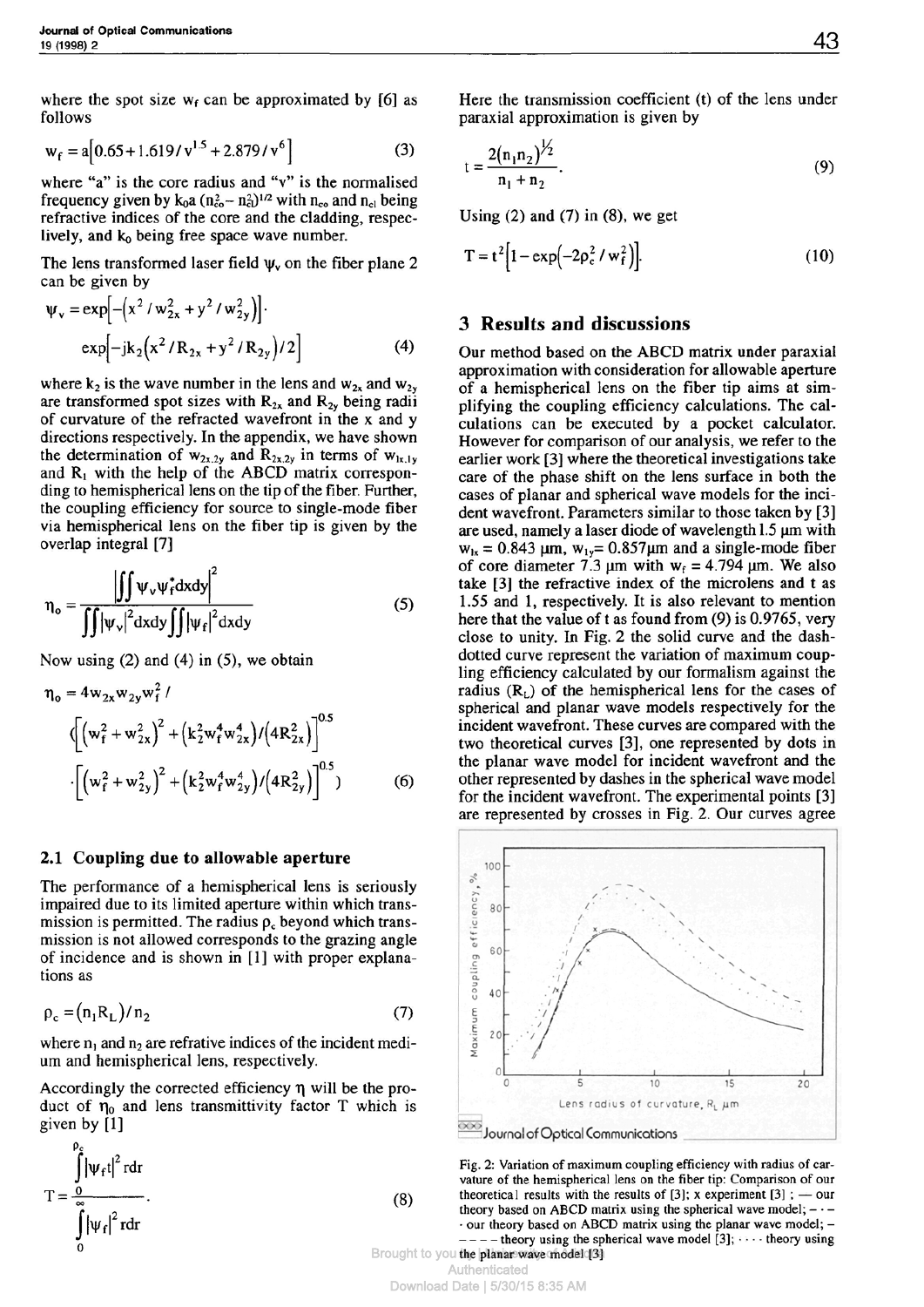where the spot size $w_f$ can be approximated by [6] as follows

$$w_f = a\left[0.65 + 1.619/v^{1.5} + 2.879/v^6\right] \tag{3}$$

where "a" is the core radius and "v" is the normalised frequency given by $k_0 a (n_{co}^2 - n_{cl}^2)^{1/2}$ with $n_{co}$ and $n_{cl}$ being refractive indices of the core and the cladding, respectively, and $k_0$ being free space wave number.

The lens transformed laser field $\psi_v$ on the fiber plane 2 can be given by

$$\psi_v = \exp\left[-\left(x^2/w_{2x}^2 + y^2/w_{2y}^2\right)\right] \cdot \exp\left[-jk_2\left(x^2/R_{2x} + y^2/R_{2y}\right)/2\right] \tag{4}$$

where $k_2$ is the wave number in the lens and $w_{2x}$ and $w_{2y}$ are transformed spot sizes with $R_{2x}$ and $R_{2y}$ being radii of curvature of the refracted wavefront in the x and y directions respectively. In the appendix, we have shown the determination of $w_{2x,2y}$ and $R_{2x,2y}$ in terms of $w_{1x,1y}$ and $R_1$ with the help of the ABCD matrix corresponding to hemispherical lens on the tip of the fiber. Further, the coupling efficiency for source to single-mode fiber via hemispherical lens on the fiber tip is given by the overlap integral [7]

$$\eta_o = \frac{\left|\iint \psi_v \psi_f^* dxdy\right|^2}{\iint |\psi_v|^2 dxdy \iint |\psi_f|^2 dxdy} \tag{5}$$

Now using (2) and (4) in (5), we obtain

$$\eta_o = 4w_{2x}w_{2y}w_f^2 / \left(\left[\left(w_f^2 + w_{2x}^2\right)^2 + \left(k_2^2 w_f^4 w_{2x}^4\right)/\left(4R_{2x}^2\right)\right]^{0.5} \cdot \left[\left(w_f^2 + w_{2y}^2\right)^2 + \left(k_2^2 w_f^4 w_{2y}^4\right)/\left(4R_{2y}^2\right)\right]^{0.5}\right) \tag{6}$$

### 2.1 Coupling due to allowable aperture

The performance of a hemispherical lens is seriously impaired due to its limited aperture within which transmission is permitted. The radius $\rho_c$ beyond which transmission is not allowed corresponds to the grazing angle of incidence and is shown in [1] with proper explanations as

$$\rho_c = (n_1 R_L)/n_2 \tag{7}$$

where $n_1$ and $n_2$ are refrative indices of the incident medium and hemispherical lens, respectively.

Accordingly the corrected efficiency $\eta$ will be the product of $\eta_0$ and lens transmittivity factor T which is given by [1]

$$T = \frac{\int_0^{\rho_c} |\psi_f t|^2 rdr}{\int_0^{\infty} |\psi_f|^2 rdr}. \tag{8}$$

Here the transmission coefficient (t) of the lens under paraxial approximation is given by

$$t = \frac{2(n_1 n_2)^{1/2}}{n_1 + n_2}. \tag{9}$$

Using (2) and (7) in (8), we get

$$T = t^2\left[1 - \exp\left(-2\rho_c^2 / w_f^2\right)\right]. \tag{10}$$

## 3 Results and discussions

Our method based on the ABCD matrix under paraxial approximation with consideration for allowable aperture of a hemispherical lens on the fiber tip aims at simplifying the coupling efficiency calculations. The calculations can be executed by a pocket calculator. However for comparison of our analysis, we refer to the earlier work [3] where the theoretical investigations take care of the phase shift on the lens surface in both the cases of planar and spherical wave models for the incident wavefront. Parameters similar to those taken by [3] are used, namely a laser diode of wavelength 1.5 µm with $w_{1x}$ = 0.843 µm, $w_{1y}$= 0.857µm and a single-mode fiber of core diameter 7.3 µm with $w_f$ = 4.794 µm. We also take [3] the refractive index of the microlens and t as 1.55 and 1, respectively. It is also relevant to mention here that the value of t as found from (9) is 0.9765, very close to unity. In Fig. 2 the solid curve and the dash-dotted curve represent the variation of maximum coupling efficiency calculated by our formalism against the radius ($R_L$) of the hemispherical lens for the cases of spherical and planar wave models respectively for the incident wavefront. These curves are compared with the two theoretical curves [3], one represented by dots in the planar wave model for incident wavefront and the other represented by dashes in the spherical wave model for the incident wavefront. The experimental points [3] are represented by crosses in Fig. 2. Our curves agree

Fig. 2: Variation of maximum coupling efficiency with radius of carvature of the hemispherical lens on the fiber tip: Comparison of our theoretical results with the results of [3]; x experiment [3] ; — our theory based on ABCD matrix using the spherical wave model; – · – · our theory based on ABCD matrix using the planar wave model; – – – – theory using the spherical wave model [3]; · · · · theory using the planar wave model [3]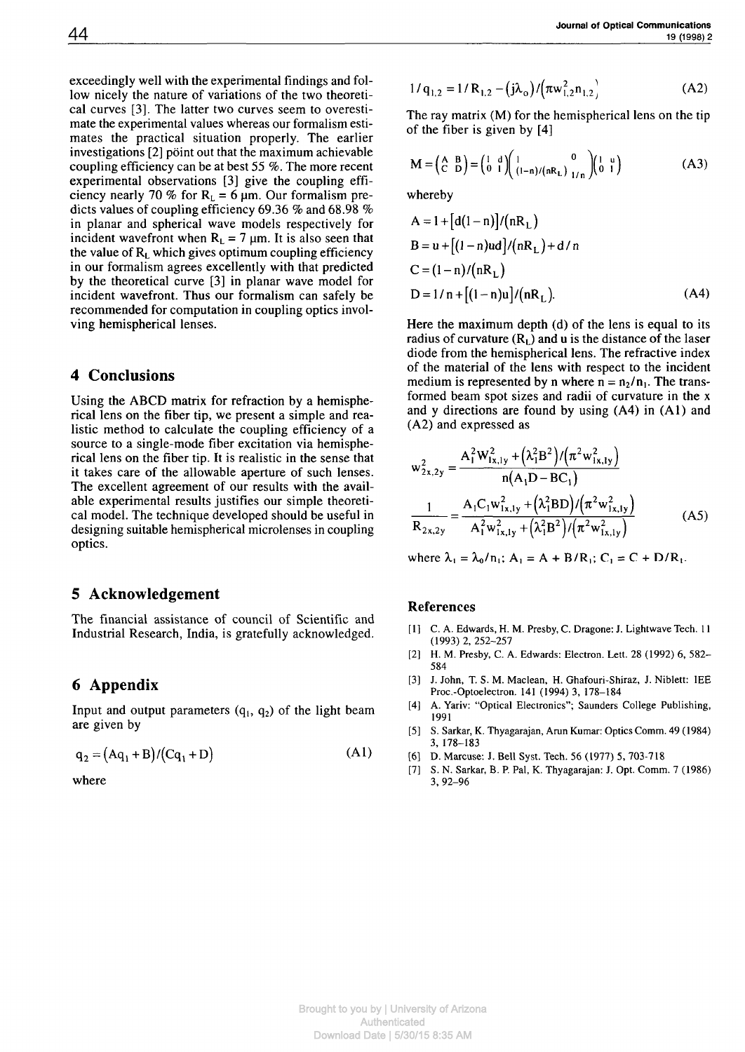exceedingly well with the experimental findings and follow nicely the nature of variations of the two theoretical curves [3]. The latter two curves seem to overestimate the experimental values whereas our formalism estimates the practical situation properly. The earlier investigations [2] pöint out that the maximum achievable coupling efficiency can be at best 55 %. The more recent experimental observations [3] give the coupling efficiency nearly 70 % for $R_L = 6$ μm. Our formalism predicts values of coupling efficiency 69.36 % and 68.98 % in planar and spherical wave models respectively for incident wavefront when $R_L = 7$ μm. It is also seen that the value of $R_L$ which gives optimum coupling efficiency in our formalism agrees excellently with that predicted by the theoretical curve [3] in planar wave model for incident wavefront. Thus our formalism can safely be recommended for computation in coupling optics involving hemispherical lenses.

## 4 Conclusions

Using the ABCD matrix for refraction by a hemispherical lens on the fiber tip, we present a simple and realistic method to calculate the coupling efficiency of a source to a single-mode fiber excitation via hemispherical lens on the fiber tip. It is realistic in the sense that it takes care of the allowable aperture of such lenses. The excellent agreement of our results with the available experimental results justifies our simple theoretical model. The technique developed should be useful in designing suitable hemispherical microlenses in coupling optics.

## 5 Acknowledgement

The financial assistance of council of Scientific and Industrial Research, India, is gratefully acknowledged.

## 6 Appendix

Input and output parameters ($q_1$, $q_2$) of the light beam are given by

$$q_2 = (Aq_1 + B)/(Cq_1 + D) \tag{A1}$$

where

$$1/q_{1,2} = 1/R_{1,2} - (j\lambda_o)/(\pi w_{1,2}^2 n_{1,2}) \tag{A2}$$

The ray matrix (M) for the hemispherical lens on the tip of the fiber is given by [4]

$$M = \begin{pmatrix} A & B \\ C & D \end{pmatrix} = \begin{pmatrix} 1 & d \\ 0 & 1 \end{pmatrix} \begin{pmatrix} 1 & 0 \\ (1-n)/(nR_L) & 1/n \end{pmatrix} \begin{pmatrix} 1 & u \\ 0 & 1 \end{pmatrix} \tag{A3}$$

whereby

$$\begin{aligned}
A &= 1 + [d(1-n)]/(nR_L) \\
B &= u + [(1-n)ud]/(nR_L) + d/n \\
C &= (1-n)/(nR_L) \\
D &= 1/n + [(1-n)u]/(nR_L).
\end{aligned} \tag{A4}$$

Here the maximum depth (d) of the lens is equal to its radius of curvature ($R_L$) and u is the distance of the laser diode from the hemispherical lens. The refractive index of the material of the lens with respect to the incident medium is represented by n where $n = n_2/n_1$. The transformed beam spot sizes and radii of curvature in the x and y directions are found by using (A4) in (A1) and (A2) and expressed as

$$\begin{aligned}
w_{2x,2y}^2 &= \frac{A_1^2 w_{1x,1y}^2 + (\lambda_1^2 B^2)/(\pi^2 w_{1x,1y}^2)}{n(A_1 D - BC_1)} \\
\frac{1}{R_{2x,2y}} &= \frac{A_1 C_1 w_{1x,1y}^2 + (\lambda_1^2 BD)/(\pi^2 w_{1x,1y}^2)}{A_1^2 w_{1x,1y}^2 + (\lambda_1^2 B^2)/(\pi^2 w_{1x,1y}^2)}
\end{aligned} \tag{A5}$$

where $\lambda_1 = \lambda_0/n_1$; $A_1 = A + B/R_1$; $C_1 = C + D/R_1$.

## References

[1] C. A. Edwards, H. M. Presby, C. Dragone: J. Lightwave Tech. 11 (1993) 2, 252–257

[2] H. M. Presby, C. A. Edwards: Electron. Lett. 28 (1992) 6, 582–584

[3] J. John, T. S. M. Maclean, H. Ghafouri-Shiraz, J. Niblett: IEE Proc.-Optoelectron. 141 (1994) 3, 178–184

[4] A. Yariv: "Optical Electronics"; Saunders College Publishing, 1991

[5] S. Sarkar, K. Thyagarajan, Arun Kumar: Optics Comm. 49 (1984) 3, 178–183

[6] D. Marcuse: J. Bell Syst. Tech. 56 (1977) 5, 703–718

[7] S. N. Sarkar, B. P. Pal, K. Thyagarajan: J. Opt. Comm. 7 (1986) 3, 92–96